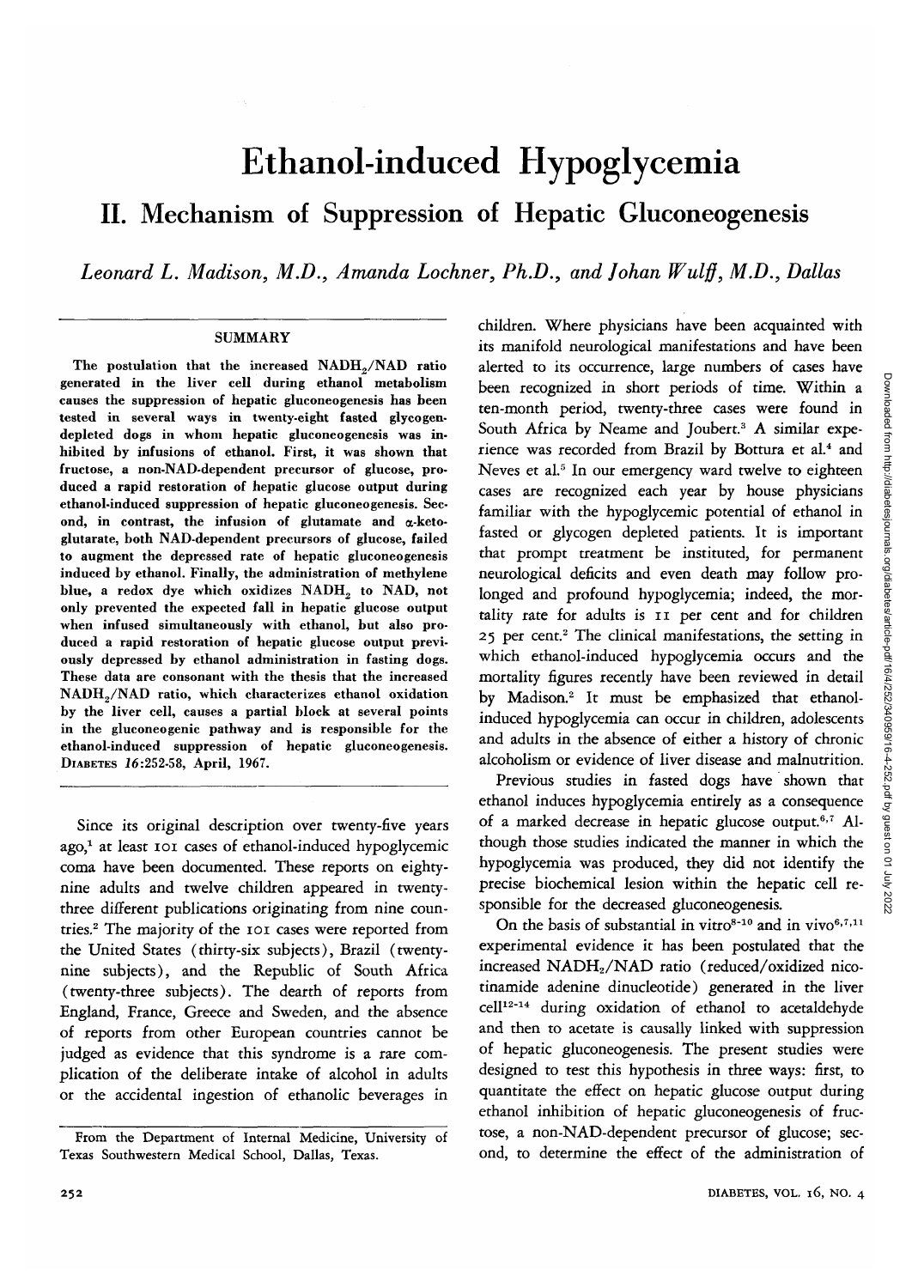# Ethanol-induced Hypoglycemia

## II. Mechanism of Suppression of Hepatic Gluconeogenesis

*Leonard L. Madison, M.D., Amanda Lochner, Ph.D., and Johan Wulff, M.D., Dallas*

### SUMMARY

**The postulation that the increased $NADH_2/NAD$ ratio generated in the liver cell during ethanol metabolism causes the suppression of hepatic gluconeogenesis has been tested in several ways in twenty-eight fasted glycogen-depleted dogs in whom hepatic gluconeogenesis was inhibited by infusions of ethanol. First, it was shown that fructose, a non-NAD-dependent precursor of glucose, produced a rapid restoration of hepatic glucose output during ethanol-induced suppression of hepatic gluconeogenesis. Second, in contrast, the infusion of glutamate and α-ketoglutarate, both NAD-dependent precursors of glucose, failed to augment the depressed rate of hepatic gluconeogenesis induced by ethanol. Finally, the administration of methylene blue, a redox dye which oxidizes $NADH_2$ to NAD, not only prevented the expected fall in hepatic glucose output when infused simultaneously with ethanol, but also produced a rapid restoration of hepatic glucose output previously depressed by ethanol administration in fasting dogs. These data are consonant with the thesis that the increased $NADH_2/NAD$ ratio, which characterizes ethanol oxidation by the liver cell, causes a partial block at several points in the gluconeogenic pathway and is responsible for the ethanol-induced suppression of hepatic gluconeogenesis.** DIABETES *16*:252-58, April, 1967.

Since its original description over twenty-five years ago,[1] at least 101 cases of ethanol-induced hypoglycemic coma have been documented. These reports on eighty-nine adults and twelve children appeared in twenty-three different publications originating from nine countries.[2] The majority of the 101 cases were reported from the United States (thirty-six subjects), Brazil (twenty-nine subjects), and the Republic of South Africa (twenty-three subjects). The dearth of reports from England, France, Greece and Sweden, and the absence of reports from other European countries cannot be judged as evidence that this syndrome is a rare complication of the deliberate intake of alcohol in adults or the accidental ingestion of ethanolic beverages in children. Where physicians have been acquainted with its manifold neurological manifestations and have been alerted to its occurrence, large numbers of cases have been recognized in short periods of time. Within a ten-month period, twenty-three cases were found in South Africa by Neame and Joubert.[3] A similar experience was recorded from Brazil by Bottura et al.[4] and Neves et al.[5] In our emergency ward twelve to eighteen cases are recognized each year by house physicians familiar with the hypoglycemic potential of ethanol in fasted or glycogen depleted patients. It is important that prompt treatment be instituted, for permanent neurological deficits and even death may follow prolonged and profound hypoglycemia; indeed, the mortality rate for adults is 11 per cent and for children 25 per cent.[2] The clinical manifestations, the setting in which ethanol-induced hypoglycemia occurs and the mortality figures recently have been reviewed in detail by Madison.[2] It must be emphasized that ethanol-induced hypoglycemia can occur in children, adolescents and adults in the absence of either a history of chronic alcoholism or evidence of liver disease and malnutrition.

Previous studies in fasted dogs have shown that ethanol induces hypoglycemia entirely as a consequence of a marked decrease in hepatic glucose output.[6,7] Although those studies indicated the manner in which the hypoglycemia was produced, they did not identify the precise biochemical lesion within the hepatic cell responsible for the decreased gluconeogenesis.

On the basis of substantial in vitro[8-10] and in vivo[6,7,11] experimental evidence it has been postulated that the increased $NADH_2/NAD$ ratio (reduced/oxidized nicotinamide adenine dinucleotide) generated in the liver cell[12-14] during oxidation of ethanol to acetaldehyde and then to acetate is causally linked with suppression of hepatic gluconeogenesis. The present studies were designed to test this hypothesis in three ways: first, to quantitate the effect on hepatic glucose output during ethanol inhibition of hepatic gluconeogenesis of fructose, a non-NAD-dependent precursor of glucose; second, to determine the effect of the administration of

From the Department of Internal Medicine, University of Texas Southwestern Medical School, Dallas, Texas.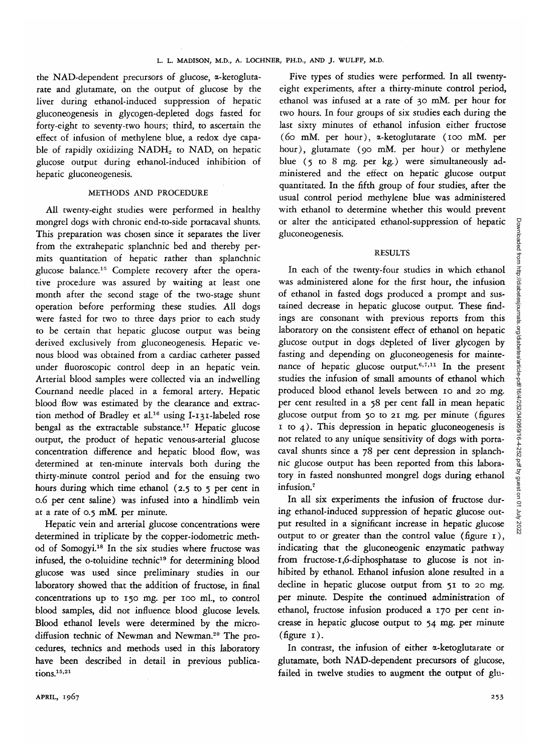the NAD-dependent precursors of glucose, α-ketoglutarate and glutamate, on the output of glucose by the liver during ethanol-induced suppression of hepatic gluconeogenesis in glycogen-depleted dogs fasted for forty-eight to seventy-two hours; third, to ascertain the effect of infusion of methylene blue, a redox dye capable of rapidly oxidizing $NADH_2$ to NAD, on hepatic glucose output during ethanol-induced inhibition of hepatic gluconeogenesis.

## METHODS AND PROCEDURE

All twenty-eight studies were performed in healthy mongrel dogs with chronic end-to-side portacaval shunts. This preparation was chosen since it separates the liver from the extrahepatic splanchnic bed and thereby permits quantitation of hepatic rather than splanchnic glucose balance.[15] Complete recovery after the operative procedure was assured by waiting at least one month after the second stage of the two-stage shunt operation before performing these studies. All dogs were fasted for two to three days prior to each study to be certain that hepatic glucose output was being derived exclusively from gluconeogenesis. Hepatic venous blood was obtained from a cardiac catheter passed under fluoroscopic control deep in an hepatic vein. Arterial blood samples were collected via an indwelling Cournand needle placed in a femoral artery. Hepatic blood flow was estimated by the clearance and extraction method of Bradley et al.[16] using I-131-labeled rose bengal as the extractable substance.[17] Hepatic glucose output, the product of hepatic venous-arterial glucose concentration difference and hepatic blood flow, was determined at ten-minute intervals both during the thirty-minute control period and for the ensuing two hours during which time ethanol (2.5 to 5 per cent in 0.6 per cent saline) was infused into a hindlimb vein at a rate of 0.5 mM. per minute.

Hepatic vein and arterial glucose concentrations were determined in triplicate by the copper-iodometric method of Somogyi.[18] In the six studies where fructose was infused, the o-toluidine technic[19] for determining blood glucose was used since preliminary studies in our laboratory showed that the addition of fructose, in final concentrations up to 150 mg. per 100 ml., to control blood samples, did not influence blood glucose levels. Blood ethanol levels were determined by the microdiffusion technic of Newman and Newman.[20] The procedures, technics and methods used in this laboratory have been described in detail in previous publications.[15,21]

Five types of studies were performed. In all twenty-eight experiments, after a thirty-minute control period, ethanol was infused at a rate of 30 mM. per hour for two hours. In four groups of six studies each during the last sixty minutes of ethanol infusion either fructose (60 mM. per hour), α-ketoglutarate (100 mM. per hour), glutamate (90 mM. per hour) or methylene blue (5 to 8 mg. per kg.) were simultaneously administered and the effect on hepatic glucose output quantitated. In the fifth group of four studies, after the usual control period methylene blue was administered with ethanol to determine whether this would prevent or alter the anticipated ethanol-suppression of hepatic gluconeogenesis.

## RESULTS

In each of the twenty-four studies in which ethanol was administered alone for the first hour, the infusion of ethanol in fasted dogs produced a prompt and sustained decrease in hepatic glucose output. These findings are consonant with previous reports from this laboratory on the consistent effect of ethanol on hepatic glucose output in dogs depleted of liver glycogen by fasting and depending on gluconeogenesis for maintenance of hepatic glucose output.[6,7,11] In the present studies the infusion of small amounts of ethanol which produced blood ethanol levels between 10 and 20 mg. per cent resulted in a 58 per cent fall in mean hepatic glucose output from 50 to 21 mg. per minute (figures 1 to 4). This depression in hepatic gluconeogenesis is not related to any unique sensitivity of dogs with portacaval shunts since a 78 per cent depression in splanchnic glucose output has been reported from this laboratory in fasted nonshunted mongrel dogs during ethanol infusion.[7]

In all six experiments the infusion of fructose during ethanol-induced suppression of hepatic glucose output resulted in a significant increase in hepatic glucose output to or greater than the control value (figure 1), indicating that the gluconeogenic enzymatic pathway from fructose-1,6-diphosphatase to glucose is not inhibited by ethanol. Ethanol infusion alone resulted in a decline in hepatic glucose output from 51 to 20 mg. per minute. Despite the continued administration of ethanol, fructose infusion produced a 170 per cent increase in hepatic glucose output to 54 mg. per minute (figure 1).

In contrast, the infusion of either α-ketoglutarate or glutamate, both NAD-dependent precursors of glucose, failed in twelve studies to augment the output of glu-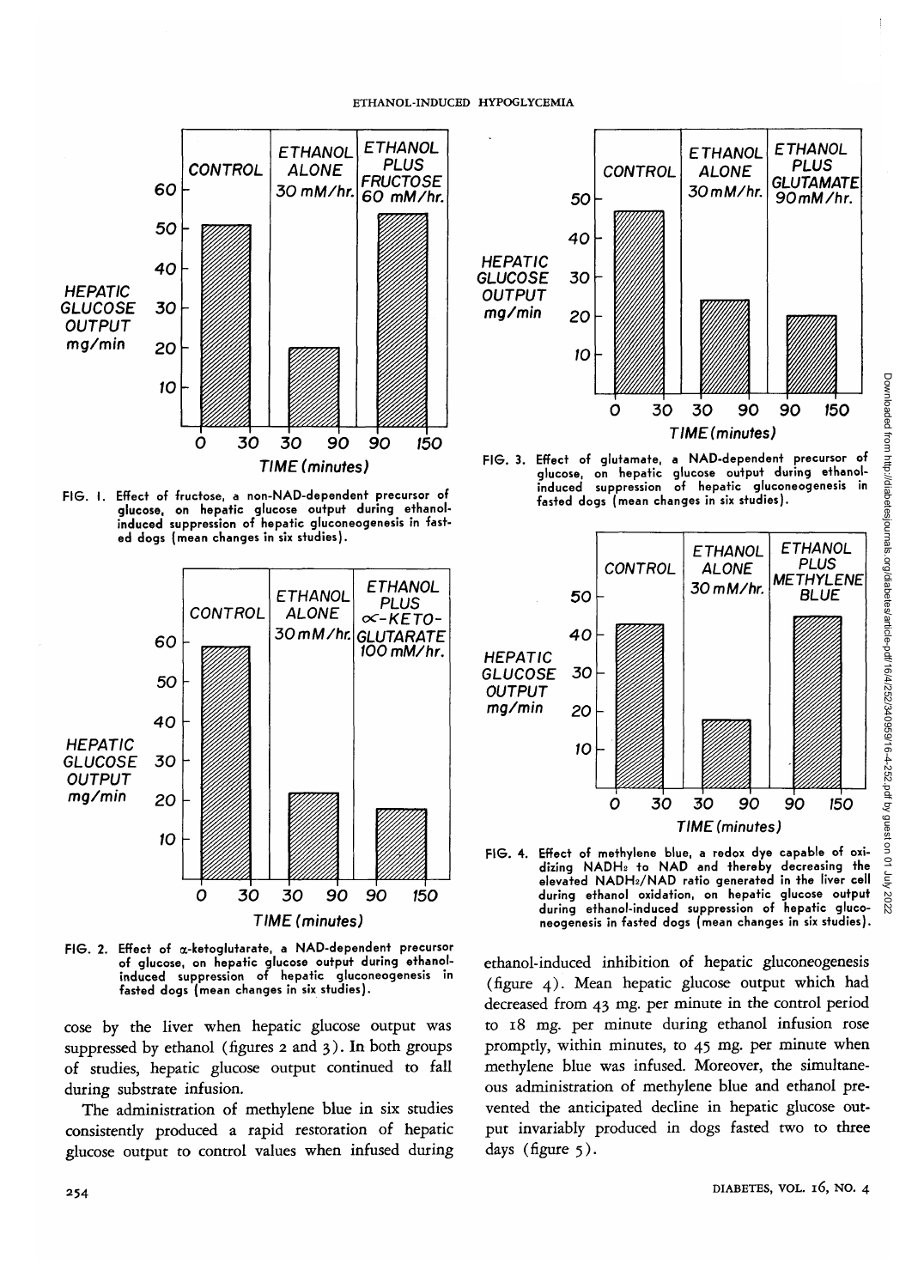FIG. 1. Effect of fructose, a non-NAD-dependent precursor of glucose, on hepatic glucose output during ethanol-induced suppression of hepatic gluconeogenesis in fasted dogs (mean changes in six studies).

FIG. 2. Effect of α-ketoglutarate, a NAD-dependent precursor of glucose, on hepatic glucose output during ethanol-induced suppression of hepatic gluconeogenesis in fasted dogs (mean changes in six studies).

FIG. 3. Effect of glutamate, a NAD-dependent precursor of glucose, on hepatic glucose output during ethanol-induced suppression of hepatic gluconeogenesis in fasted dogs (mean changes in six studies).

FIG. 4. Effect of methylene blue, a redox dye capable of oxidizing $NADH_2$ to NAD and thereby decreasing the elevated $NADH_2$/NAD ratio generated in the liver cell during ethanol oxidation, on hepatic glucose output during ethanol-induced suppression of hepatic gluconeogenesis in fasted dogs (mean changes in six studies).

cose by the liver when hepatic glucose output was suppressed by ethanol (figures 2 and 3). In both groups of studies, hepatic glucose output continued to fall during substrate infusion.

The administration of methylene blue in six studies consistently produced a rapid restoration of hepatic glucose output to control values when infused during ethanol-induced inhibition of hepatic gluconeogenesis (figure 4). Mean hepatic glucose output which had decreased from 43 mg. per minute in the control period to 18 mg. per minute during ethanol infusion rose promptly, within minutes, to 45 mg. per minute when methylene blue was infused. Moreover, the simultaneous administration of methylene blue and ethanol prevented the anticipated decline in hepatic glucose output invariably produced in dogs fasted two to three days (figure 5).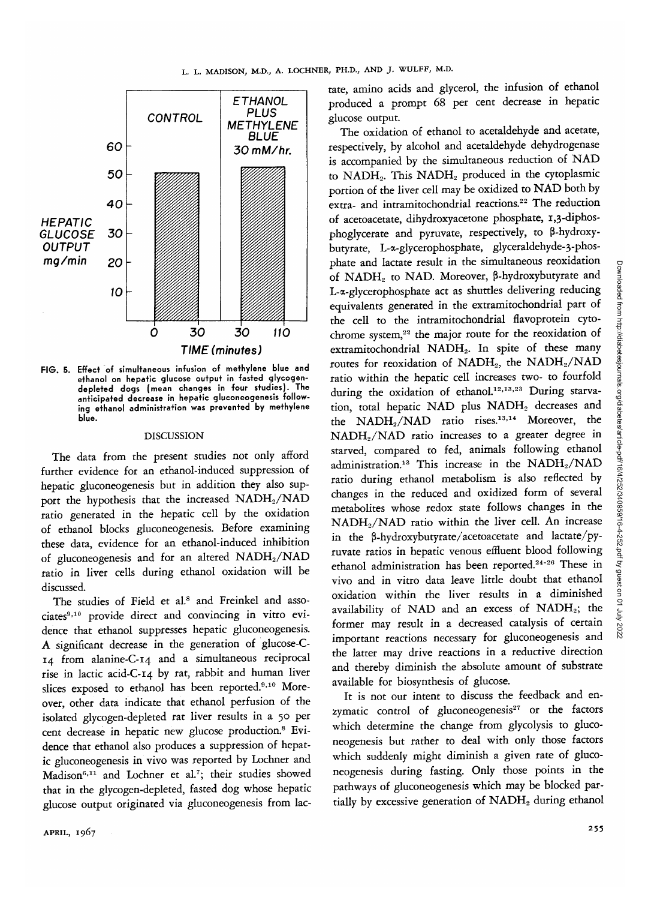FIG. 5. Effect of simultaneous infusion of methylene blue and ethanol on hepatic glucose output in fasted glycogen-depleted dogs (mean changes in four studies). The anticipated decrease in hepatic gluconeogenesis following ethanol administration was prevented by methylene blue.

## DISCUSSION

The data from the present studies not only afford further evidence for an ethanol-induced suppression of hepatic gluconeogenesis but in addition they also support the hypothesis that the increased $NADH_2$/NAD ratio generated in the hepatic cell by the oxidation of ethanol blocks gluconeogenesis. Before examining these data, evidence for an ethanol-induced inhibition of gluconeogenesis and for an altered $NADH_2$/NAD ratio in liver cells during ethanol oxidation will be discussed.

The studies of Field et al.[8] and Freinkel and associates[9,10] provide direct and convincing in vitro evidence that ethanol suppresses hepatic gluconeogenesis. A significant decrease in the generation of glucose-C-14 from alanine-C-14 and a simultaneous reciprocal rise in lactic acid-C-14 by rat, rabbit and human liver slices exposed to ethanol has been reported.[9,10] Moreover, other data indicate that ethanol perfusion of the isolated glycogen-depleted rat liver results in a 50 per cent decrease in hepatic new glucose production.[8] Evidence that ethanol also produces a suppression of hepatic gluconeogenesis in vivo was reported by Lochner and Madison[6,11] and Lochner et al.[7]; their studies showed that in the glycogen-depleted, fasted dog whose hepatic glucose output originated via gluconeogenesis from lactate, amino acids and glycerol, the infusion of ethanol produced a prompt 68 per cent decrease in hepatic glucose output.

The oxidation of ethanol to acetaldehyde and acetate, respectively, by alcohol and acetaldehyde dehydrogenase is accompanied by the simultaneous reduction of NAD to $NADH_2$. This $NADH_2$ produced in the cytoplasmic portion of the liver cell may be oxidized to NAD both by extra- and intramitochondrial reactions.[22] The reduction of acetoacetate, dihydroxyacetone phosphate, 1,3-diphosphoglycerate and pyruvate, respectively, to β-hydroxybutyrate, L-α-glycerophosphate, glyceraldehyde-3-phosphate and lactate result in the simultaneous reoxidation of $NADH_2$ to NAD. Moreover, β-hydroxybutyrate and L-α-glycerophosphate act as shuttles delivering reducing equivalents generated in the extramitochondrial part of the cell to the intramitochondrial flavoprotein cytochrome system,[22] the major route for the reoxidation of extramitochondrial $NADH_2$. In spite of these many routes for reoxidation of $NADH_2$, the $NADH_2$/NAD ratio within the hepatic cell increases two- to fourfold during the oxidation of ethanol.[12,13,23] During starvation, total hepatic NAD plus $NADH_2$ decreases and the $NADH_2$/NAD ratio rises.[13,14] Moreover, the $NADH_2$/NAD ratio increases to a greater degree in starved, compared to fed, animals following ethanol administration.[13] This increase in the $NADH_2$/NAD ratio during ethanol metabolism is also reflected by changes in the reduced and oxidized form of several metabolites whose redox state follows changes in the $NADH_2$/NAD ratio within the liver cell. An increase in the β-hydroxybutyrate/acetoacetate and lactate/pyruvate ratios in hepatic venous effluent blood following ethanol administration has been reported.[24-26] These in vivo and in vitro data leave little doubt that ethanol oxidation within the liver results in a diminished availability of NAD and an excess of $NADH_2$; the former may result in a decreased catalysis of certain important reactions necessary for gluconeogenesis and the latter may drive reactions in a reductive direction and thereby diminish the absolute amount of substrate available for biosynthesis of glucose.

It is not our intent to discuss the feedback and enzymatic control of gluconeogenesis[27] or the factors which determine the change from glycolysis to gluconeogenesis but rather to deal with only those factors which suddenly might diminish a given rate of gluconeogenesis during fasting. Only those points in the pathways of gluconeogenesis which may be blocked partially by excessive generation of $NADH_2$ during ethanol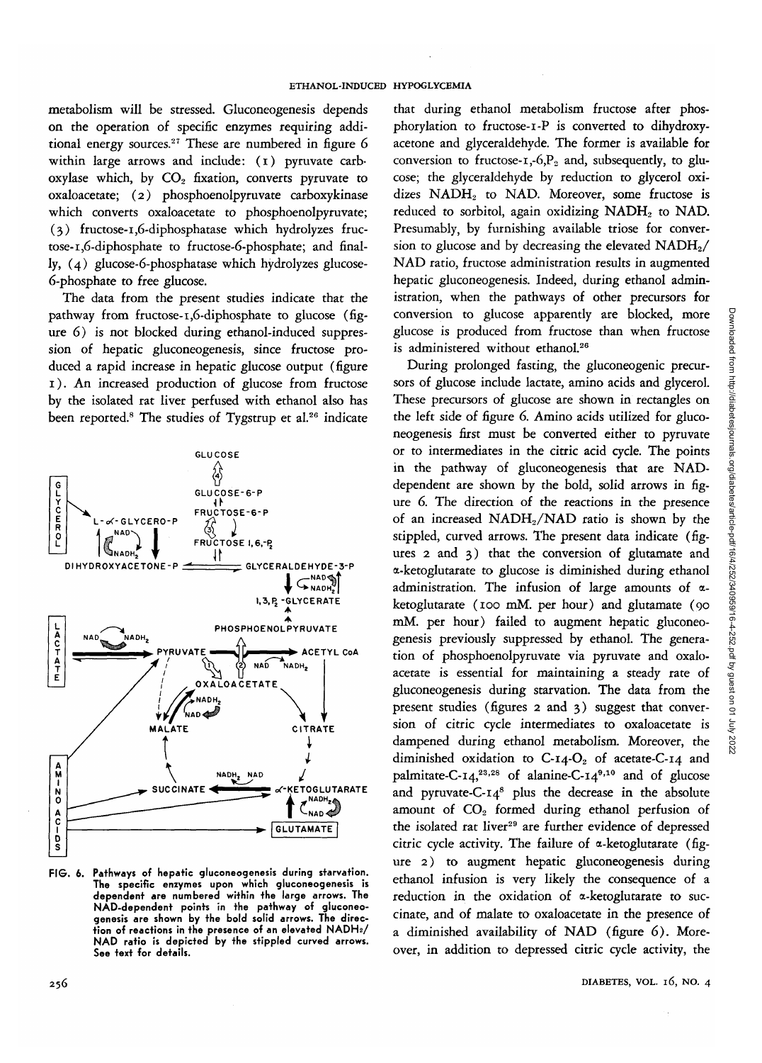metabolism will be stressed. Gluconeogenesis depends on the operation of specific enzymes requiring additional energy sources.[27] These are numbered in figure 6 within large arrows and include: (1) pyruvate carboxylase which, by $CO_2$ fixation, converts pyruvate to oxaloacetate; (2) phosphoenolpyruvate carboxykinase which converts oxaloacetate to phosphoenolpyruvate; (3) fructose-1,6-diphosphatase which hydrolyzes fructose-1,6-diphosphate to fructose-6-phosphate; and finally, (4) glucose-6-phosphatase which hydrolyzes glucose-6-phosphate to free glucose.

The data from the present studies indicate that the pathway from fructose-1,6-diphosphate to glucose (figure 6) is not blocked during ethanol-induced suppression of hepatic gluconeogenesis, since fructose produced a rapid increase in hepatic glucose output (figure 1). An increased production of glucose from fructose by the isolated rat liver perfused with ethanol also has been reported.[8] The studies of Tygstrup et al.[26] indicate that during ethanol metabolism fructose after phosphorylation to fructose-1-P is converted to dihydroxyacetone and glyceraldehyde. The former is available for conversion to fructose-1,-6,$P_2$ and, subsequently, to glucose; the glyceraldehyde by reduction to glycerol oxidizes $NADH_2$ to NAD. Moreover, some fructose is reduced to sorbitol, again oxidizing $NADH_2$ to NAD. Presumably, by furnishing available triose for conversion to glucose and by decreasing the elevated $NADH_2$/NAD ratio, fructose administration results in augmented hepatic gluconeogenesis. Indeed, during ethanol administration, when the pathways of other precursors for conversion to glucose apparently are blocked, more glucose is produced from fructose than when fructose is administered without ethanol.[26]

FIG. 6. Pathways of hepatic gluconeogenesis during starvation. The specific enzymes upon which gluconeogenesis is dependent are numbered within the large arrows. The NAD-dependent points in the pathway of gluconeogenesis are shown by the bold solid arrows. The direction of reactions in the presence of an elevated $NADH_2$/NAD ratio is depicted by the stippled curved arrows. See text for details.

During prolonged fasting, the gluconeogenic precursors of glucose include lactate, amino acids and glycerol. These precursors of glucose are shown in rectangles on the left side of figure 6. Amino acids utilized for gluconeogenesis first must be converted either to pyruvate or to intermediates in the citric acid cycle. The points in the pathway of gluconeogenesis that are NAD-dependent are shown by the bold, solid arrows in figure 6. The direction of the reactions in the presence of an increased $NADH_2$/NAD ratio is shown by the stippled, curved arrows. The present data indicate (figures 2 and 3) that the conversion of glutamate and α-ketoglutarate to glucose is diminished during ethanol administration. The infusion of large amounts of α-ketoglutarate (100 mM. per hour) and glutamate (90 mM. per hour) failed to augment hepatic gluconeogenesis previously suppressed by ethanol. The generation of phosphoenolpyruvate via pyruvate and oxaloacetate is essential for maintaining a steady rate of gluconeogenesis during starvation. The data from the present studies (figures 2 and 3) suggest that conversion of citric cycle intermediates to oxaloacetate is dampened during ethanol metabolism. Moreover, the diminished oxidation to C-14-$O_2$ of acetate-C-14 and palmitate-C-14,[23,28] of alanine-C-14[9,10] and of glucose and pyruvate-C-14[8] plus the decrease in the absolute amount of $CO_2$ formed during ethanol perfusion of the isolated rat liver[29] are further evidence of depressed citric cycle activity. The failure of α-ketoglutarate (figure 2) to augment hepatic gluconeogenesis during ethanol infusion is very likely the consequence of a reduction in the oxidation of α-ketoglutarate to succinate, and of malate to oxaloacetate in the presence of a diminished availability of NAD (figure 6). Moreover, in addition to depressed citric cycle activity, the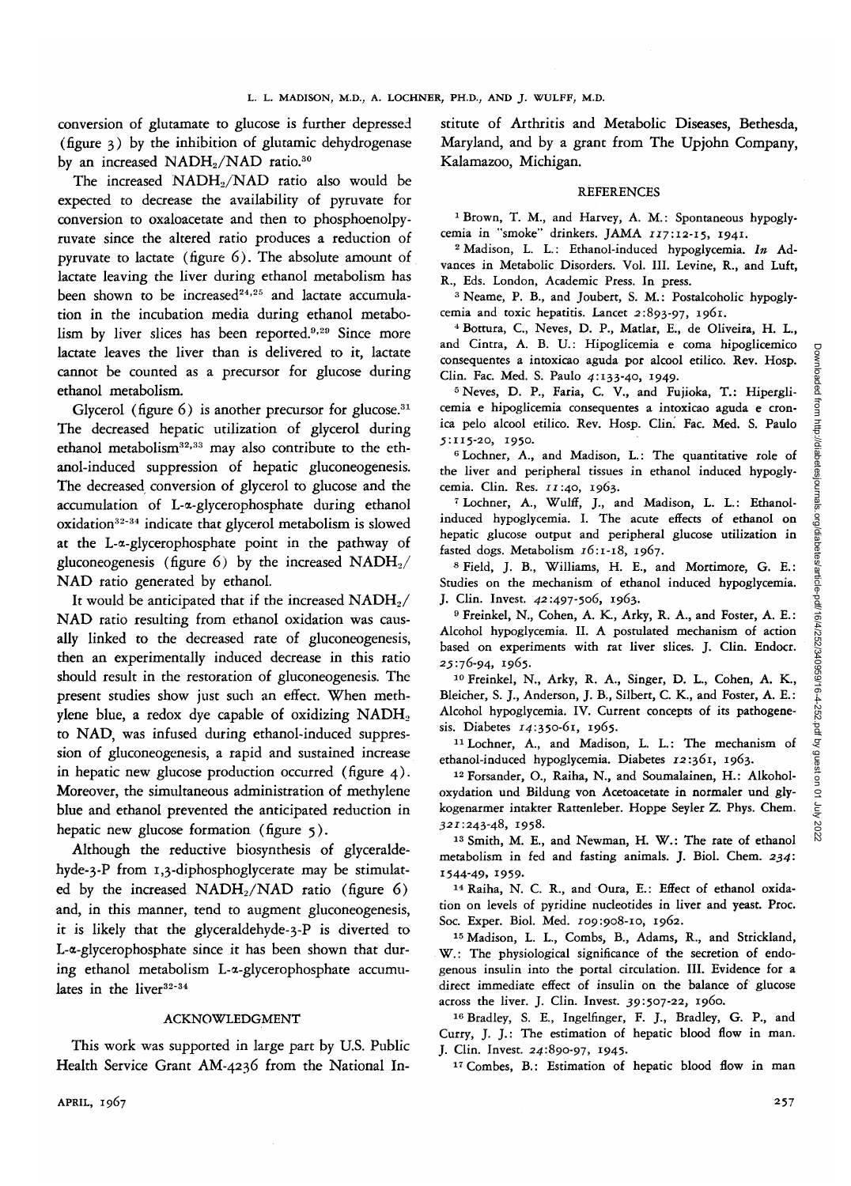conversion of glutamate to glucose is further depressed (figure 3) by the inhibition of glutamic dehydrogenase by an increased $NADH_2/NAD$ ratio.[30]

The increased $NADH_2/NAD$ ratio also would be expected to decrease the availability of pyruvate for conversion to oxaloacetate and then to phosphoenolpyruvate since the altered ratio produces a reduction of pyruvate to lactate (figure 6). The absolute amount of lactate leaving the liver during ethanol metabolism has been shown to be increased[24,25] and lactate accumulation in the incubation media during ethanol metabolism by liver slices has been reported.[9,29] Since more lactate leaves the liver than is delivered to it, lactate cannot be counted as a precursor for glucose during ethanol metabolism.

Glycerol (figure 6) is another precursor for glucose.[31] The decreased hepatic utilization of glycerol during ethanol metabolism[32,33] may also contribute to the ethanol-induced suppression of hepatic gluconeogenesis. The decreased conversion of glycerol to glucose and the accumulation of L-α-glycerophosphate during ethanol oxidation[32-34] indicate that glycerol metabolism is slowed at the L-α-glycerophosphate point in the pathway of gluconeogenesis (figure 6) by the increased $NADH_2/NAD$ ratio generated by ethanol.

It would be anticipated that if the increased $NADH_2/NAD$ ratio resulting from ethanol oxidation was causally linked to the decreased rate of gluconeogenesis, then an experimentally induced decrease in this ratio should result in the restoration of gluconeogenesis. The present studies show just such an effect. When methylene blue, a redox dye capable of oxidizing $NADH_2$ to NAD, was infused during ethanol-induced suppression of gluconeogenesis, a rapid and sustained increase in hepatic new glucose production occurred (figure 4). Moreover, the simultaneous administration of methylene blue and ethanol prevented the anticipated reduction in hepatic new glucose formation (figure 5).

Although the reductive biosynthesis of glyceraldehyde-3-P from 1,3-diphosphoglycerate may be stimulated by the increased $NADH_2/NAD$ ratio (figure 6) and, in this manner, tend to augment gluconeogenesis, it is likely that the glyceraldehyde-3-P is diverted to L-α-glycerophosphate since it has been shown that during ethanol metabolism L-α-glycerophosphate accumulates in the liver[32-34]

## ACKNOWLEDGMENT

This work was supported in large part by U.S. Public Health Service Grant AM-4236 from the National Institute of Arthritis and Metabolic Diseases, Bethesda, Maryland, and by a grant from The Upjohn Company, Kalamazoo, Michigan.

## REFERENCES

1 Brown, T. M., and Harvey, A. M.: Spontaneous hypoglycemia in "smoke" drinkers. JAMA *117*:12-15, 1941.

2 Madison, L. L.: Ethanol-induced hypoglycemia. *In* Advances in Metabolic Disorders. Vol. III. Levine, R., and Luft, R., Eds. London, Academic Press. In press.

3 Neame, P. B., and Joubert, S. M.: Postalcoholic hypoglycemia and toxic hepatitis. Lancet *2*:893-97, 1961.

4 Bottura, C., Neves, D. P., Matlar, E., de Oliveira, H. L., and Cintra, A. B. U.: Hipoglicemia e coma hipoglicemico consequentes a intoxicao aguda por alcool etilico. Rev. Hosp. Clin. Fac. Med. S. Paulo *4*:133-40, 1949.

5 Neves, D. P., Faria, C. V., and Fujioka, T.: Hiperglicemia e hipoglicemia consequentes a intoxicao aguda e cronica pelo alcool etilico. Rev. Hosp. Clin. Fac. Med. S. Paulo *5*:115-20, 1950.

6 Lochner, A., and Madison, L.: The quantitative role of the liver and peripheral tissues in ethanol induced hypoglycemia. Clin. Res. *11*:40, 1963.

7 Lochner, A., Wulff, J., and Madison, L. L.: Ethanol-induced hypoglycemia. I. The acute effects of ethanol on hepatic glucose output and peripheral glucose utilization in fasted dogs. Metabolism *16*:1-18, 1967.

8 Field, J. B., Williams, H. E., and Mortimore, G. E.: Studies on the mechanism of ethanol induced hypoglycemia. J. Clin. Invest. *42*:497-506, 1963.

9 Freinkel, N., Cohen, A. K., Arky, R. A., and Foster, A. E.: Alcohol hypoglycemia. II. A postulated mechanism of action based on experiments with rat liver slices. J. Clin. Endocr. *25*:76-94, 1965.

10 Freinkel, N., Arky, R. A., Singer, D. L., Cohen, A. K., Bleicher, S. J., Anderson, J. B., Silbert, C. K., and Foster, A. E.: Alcohol hypoglycemia. IV. Current concepts of its pathogenesis. Diabetes *14*:350-61, 1965.

11 Lochner, A., and Madison, L. L.: The mechanism of ethanol-induced hypoglycemia. Diabetes *12*:361, 1963.

12 Forsander, O., Raiha, N., and Soumalainen, H.: Alkoholoxydation und Bildung von Acetoacetate in normaler und glykogenarmer intakter Rattenleber. Hoppe Seyler Z. Phys. Chem. *321*:243-48, 1958.

13 Smith, M. E., and Newman, H. W.: The rate of ethanol metabolism in fed and fasting animals. J. Biol. Chem. *234*: 1544-49, 1959.

14 Raiha, N. C. R., and Oura, E.: Effect of ethanol oxidation on levels of pyridine nucleotides in liver and yeast. Proc. Soc. Exper. Biol. Med. *109*:908-10, 1962.

15 Madison, L. L., Combs, B., Adams, R., and Strickland, W.: The physiological significance of the secretion of endogenous insulin into the portal circulation. III. Evidence for a direct immediate effect of insulin on the balance of glucose across the liver. J. Clin. Invest. *39*:507-22, 1960.

16 Bradley, S. E., Ingelfinger, F. J., Bradley, G. P., and Curry, J. J.: The estimation of hepatic blood flow in man. J. Clin. Invest. *24*:890-97, 1945.

17 Combes, B.: Estimation of hepatic blood flow in man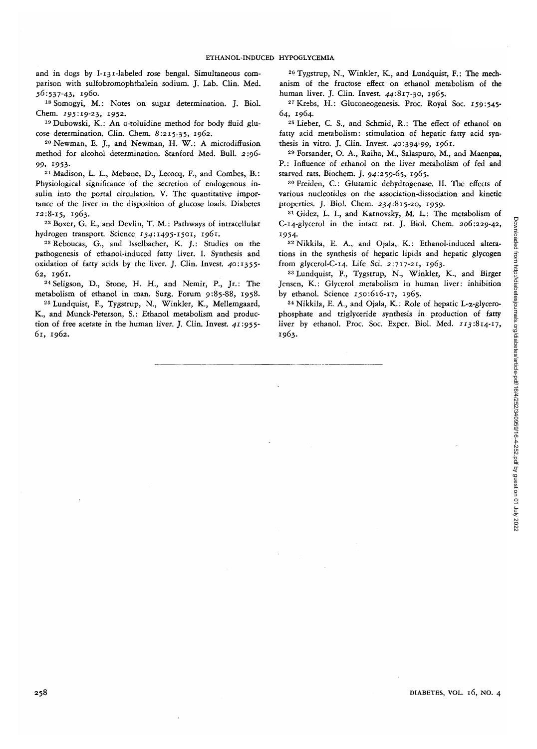and in dogs by I-131-labeled rose bengal. Simultaneous comparison with sulfobromophthalein sodium. J. Lab. Clin. Med. *56*:537-43, 1960.

[18] Somogyi, M.: Notes on sugar determination. J. Biol. Chem. *195*:19-23, 1952.

[19] Dubowski, K.: An o-toluidine method for body fluid glucose determination. Clin. Chem. *8*:215-35, 1962.

[20] Newman, E. J., and Newman, H. W.: A microdiffusion method for alcohol determination. Stanford Med. Bull. *2*:96-99, 1953.

[21] Madison, L. L., Mebane, D., Lecocq, F., and Combes, B.: Physiological significance of the secretion of endogenous insulin into the portal circulation. V. The quantitative importance of the liver in the disposition of glucose loads. Diabetes *12*:8-15, 1963.

[22] Boxer, G. E., and Devlin, T. M.: Pathways of intracellular hydrogen transport. Science *134*:1495-1501, 1961.

[23] Reboucas, G., and Isselbacher, K. J.: Studies on the pathogenesis of ethanol-induced fatty liver. I. Synthesis and oxidation of fatty acids by the liver. J. Clin. Invest. *40*:1355-62, 1961.

[24] Seligson, D., Stone, H. H., and Nemir, P., Jr.: The metabolism of ethanol in man. Surg. Forum *9*:85-88, 1958.

[25] Lundquist, F., Tygstrup, N., Winkler, K., Mellemgaard, K., and Munck-Peterson, S.: Ethanol metabolism and production of free acetate in the human liver. J. Clin. Invest. *41*:955-61, 1962.

[26] Tygstrup, N., Winkler, K., and Lundquist, F.: The mechanism of the fructose effect on ethanol metabolism of the human liver. J. Clin. Invest. *44*:817-30, 1965.

[27] Krebs, H.: Gluconeogenesis. Proc. Royal Soc. *159*:545-64, 1964.

[28] Lieber, C. S., and Schmid, R.: The effect of ethanol on fatty acid metabolism: stimulation of hepatic fatty acid synthesis in vitro. J. Clin. Invest. *40*:394-99, 1961.

[29] Forsander, O. A., Raiha, M., Salaspuro, M., and Maenpaa, P.: Influence of ethanol on the liver metabolism of fed and starved rats. Biochem. J. *94*:259-65, 1965.

[30] Freiden, C.: Glutamic dehydrogenase. II. The effects of various nucleotides on the association-dissociation and kinetic properties. J. Biol. Chem. *234*:815-20, 1959.

[31] Gidez, L. I., and Karnovsky, M. L.: The metabolism of C-14-glycerol in the intact rat. J. Biol. Chem. *206*:229-42, 1954.

[32] Nikkila, E. A., and Ojala, K.: Ethanol-induced alterations in the synthesis of hepatic lipids and hepatic glycogen from glycerol-C-14. Life Sci. *2*:717-21, 1963.

[33] Lundquist, F., Tygstrup, N., Winkler, K., and Birger Jensen, K.: Glycerol metabolism in human liver: inhibition by ethanol. Science *150*:616-17, 1965.

[34] Nikkila, E. A., and Ojala, K.: Role of hepatic L-α-glycerophosphate and triglyceride synthesis in production of fatty liver by ethanol. Proc. Soc. Exper. Biol. Med. *113*:814-17, 1963.